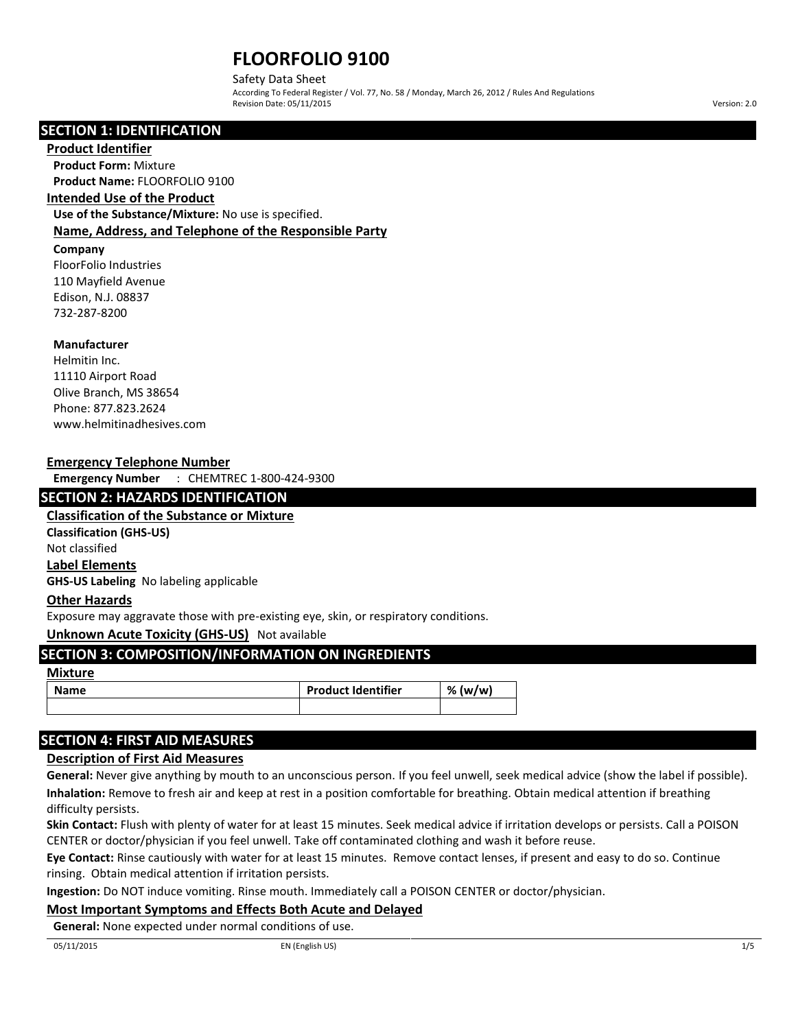# FLOORFOLIO 9100

Safety Data Sheet

According To Federal Register / Vol. 77, No. 58 / Monday, March 26, 2012 / Rules And Regulations

Revision Date: 05/11/2015

Version: 2.0

## SECTION 1: IDENTIFICATION

### Product Identifier

**Product Form:** Mixture

**Product Name:** FLOORFOLIO 9100

### Intended Use of the Product

**Use of the Substance/Mixture:** No use is specified.

### Name, Address, and Telephone of the Responsible Party

**Company**

FloorFolio Industries
110 Mayfield Avenue
Edison, N.J. 08837
732-287-8200

**Manufacturer**

Helmitin Inc.
11110 Airport Road
Olive Branch, MS 38654
Phone: 877.823.2624
www.helmitinadhesives.com

### Emergency Telephone Number

**Emergency Number** : CHEMTREC 1-800-424-9300

## SECTION 2: HAZARDS IDENTIFICATION

### Classification of the Substance or Mixture

**Classification (GHS-US)**

Not classified

### Label Elements

**GHS-US Labeling** No labeling applicable

### Other Hazards

Exposure may aggravate those with pre-existing eye, skin, or respiratory conditions.

**Unknown Acute Toxicity (GHS-US)** Not available

## SECTION 3: COMPOSITION/INFORMATION ON INGREDIENTS

### Mixture

| Name | Product Identifier | % (w/w) |
| --- | --- | --- |
| | | |

## SECTION 4: FIRST AID MEASURES

### Description of First Aid Measures

**General:** Never give anything by mouth to an unconscious person. If you feel unwell, seek medical advice (show the label if possible).

**Inhalation:** Remove to fresh air and keep at rest in a position comfortable for breathing. Obtain medical attention if breathing difficulty persists.

**Skin Contact:** Flush with plenty of water for at least 15 minutes. Seek medical advice if irritation develops or persists. Call a POISON CENTER or doctor/physician if you feel unwell. Take off contaminated clothing and wash it before reuse.

**Eye Contact:** Rinse cautiously with water for at least 15 minutes. Remove contact lenses, if present and easy to do so. Continue rinsing. Obtain medical attention if irritation persists.

**Ingestion:** Do NOT induce vomiting. Rinse mouth. Immediately call a POISON CENTER or doctor/physician.

### Most Important Symptoms and Effects Both Acute and Delayed

**General:** None expected under normal conditions of use.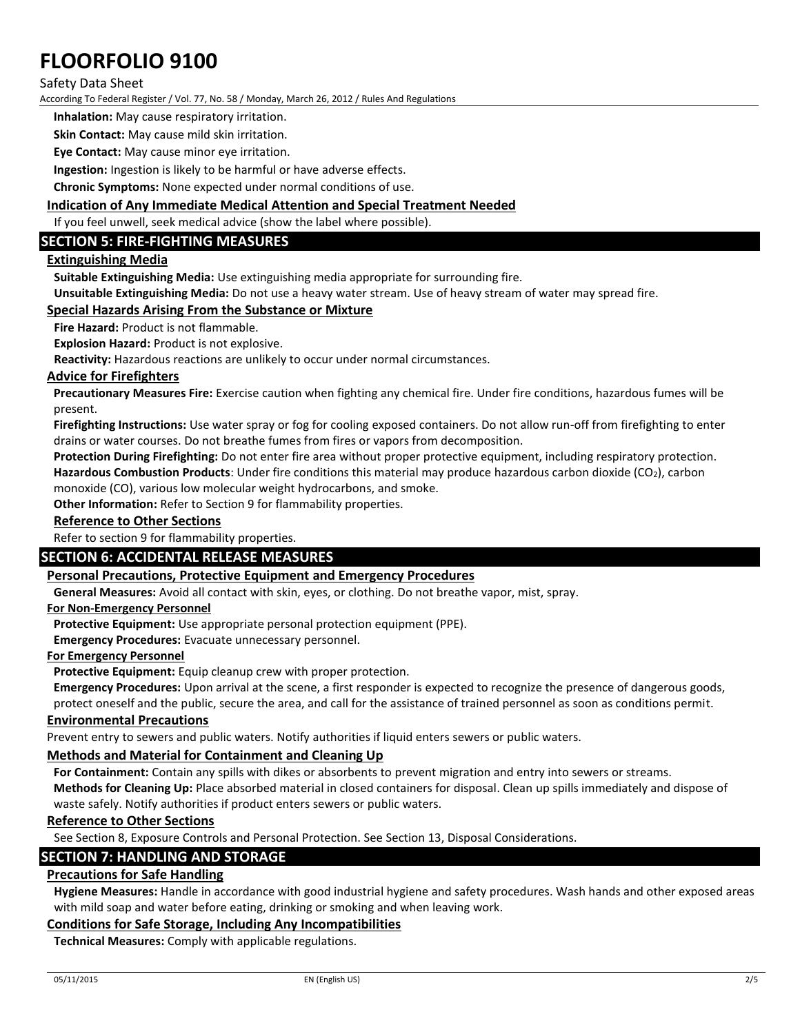**Inhalation:** May cause respiratory irritation.

**Skin Contact:** May cause mild skin irritation.

**Eye Contact:** May cause minor eye irritation.

**Ingestion:** Ingestion is likely to be harmful or have adverse effects.

**Chronic Symptoms:** None expected under normal conditions of use.

### Indication of Any Immediate Medical Attention and Special Treatment Needed

If you feel unwell, seek medical advice (show the label where possible).

## SECTION 5: FIRE-FIGHTING MEASURES

### Extinguishing Media

**Suitable Extinguishing Media:** Use extinguishing media appropriate for surrounding fire.

**Unsuitable Extinguishing Media:** Do not use a heavy water stream. Use of heavy stream of water may spread fire.

### Special Hazards Arising From the Substance or Mixture

**Fire Hazard:** Product is not flammable.

**Explosion Hazard:** Product is not explosive.

**Reactivity:** Hazardous reactions are unlikely to occur under normal circumstances.

### Advice for Firefighters

**Precautionary Measures Fire:** Exercise caution when fighting any chemical fire. Under fire conditions, hazardous fumes will be present.

**Firefighting Instructions:** Use water spray or fog for cooling exposed containers. Do not allow run-off from firefighting to enter drains or water courses. Do not breathe fumes from fires or vapors from decomposition.

**Protection During Firefighting:** Do not enter fire area without proper protective equipment, including respiratory protection.

**Hazardous Combustion Products**: Under fire conditions this material may produce hazardous carbon dioxide ($CO_2$), carbon monoxide (CO), various low molecular weight hydrocarbons, and smoke.

**Other Information:** Refer to Section 9 for flammability properties.

### Reference to Other Sections

Refer to section 9 for flammability properties.

## SECTION 6: ACCIDENTAL RELEASE MEASURES

### Personal Precautions, Protective Equipment and Emergency Procedures

**General Measures:** Avoid all contact with skin, eyes, or clothing. Do not breathe vapor, mist, spray.

#### For Non-Emergency Personnel

**Protective Equipment:** Use appropriate personal protection equipment (PPE).

**Emergency Procedures:** Evacuate unnecessary personnel.

#### For Emergency Personnel

**Protective Equipment:** Equip cleanup crew with proper protection.

**Emergency Procedures:** Upon arrival at the scene, a first responder is expected to recognize the presence of dangerous goods, protect oneself and the public, secure the area, and call for the assistance of trained personnel as soon as conditions permit.

### Environmental Precautions

Prevent entry to sewers and public waters. Notify authorities if liquid enters sewers or public waters.

### Methods and Material for Containment and Cleaning Up

**For Containment:** Contain any spills with dikes or absorbents to prevent migration and entry into sewers or streams.

**Methods for Cleaning Up:** Place absorbed material in closed containers for disposal. Clean up spills immediately and dispose of waste safely. Notify authorities if product enters sewers or public waters.

### Reference to Other Sections

See Section 8, Exposure Controls and Personal Protection. See Section 13, Disposal Considerations.

## SECTION 7: HANDLING AND STORAGE

### Precautions for Safe Handling

**Hygiene Measures:** Handle in accordance with good industrial hygiene and safety procedures. Wash hands and other exposed areas with mild soap and water before eating, drinking or smoking and when leaving work.

### Conditions for Safe Storage, Including Any Incompatibilities

**Technical Measures:** Comply with applicable regulations.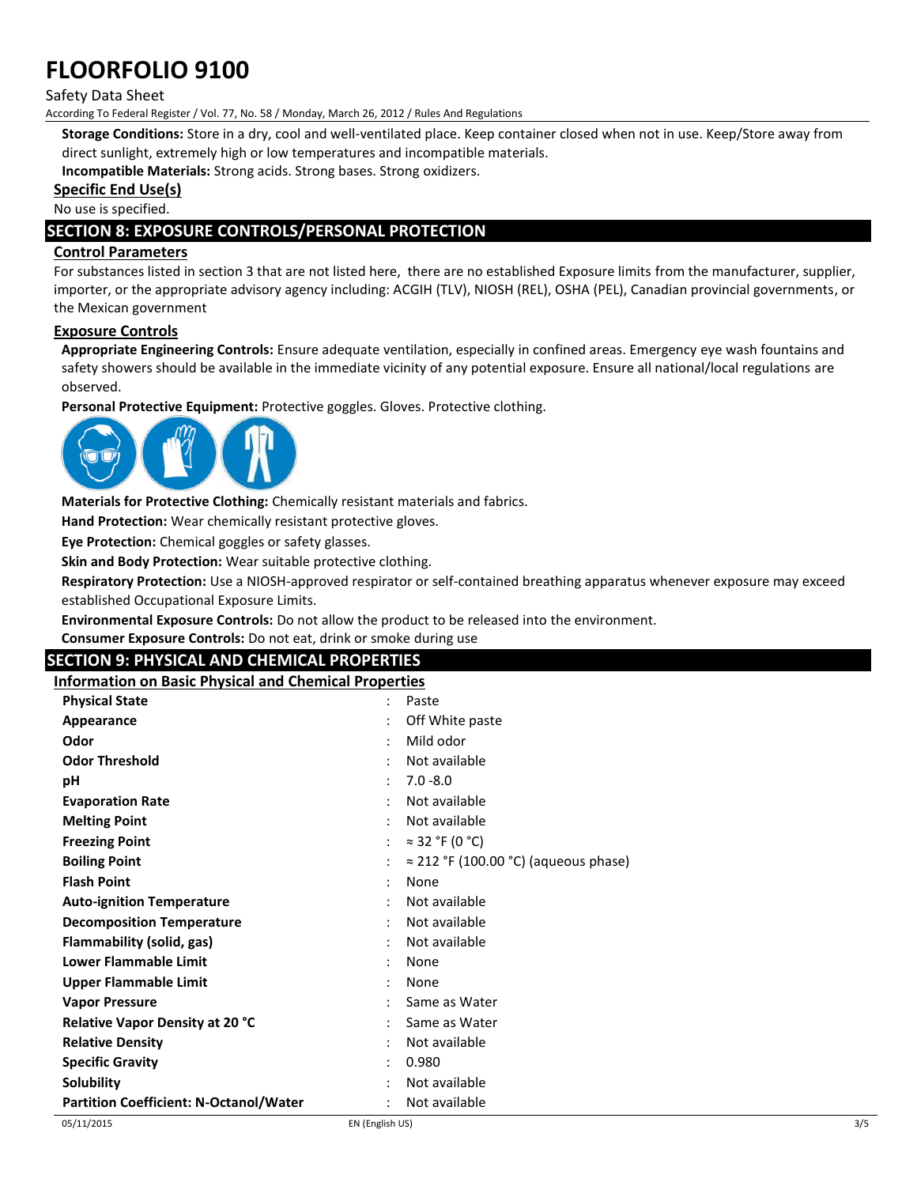**Storage Conditions:** Store in a dry, cool and well-ventilated place. Keep container closed when not in use. Keep/Store away from direct sunlight, extremely high or low temperatures and incompatible materials.

**Incompatible Materials:** Strong acids. Strong bases. Strong oxidizers.

### Specific End Use(s)

No use is specified.

## SECTION 8: EXPOSURE CONTROLS/PERSONAL PROTECTION

### Control Parameters

For substances listed in section 3 that are not listed here, there are no established Exposure limits from the manufacturer, supplier, importer, or the appropriate advisory agency including: ACGIH (TLV), NIOSH (REL), OSHA (PEL), Canadian provincial governments, or the Mexican government

### Exposure Controls

**Appropriate Engineering Controls:** Ensure adequate ventilation, especially in confined areas. Emergency eye wash fountains and safety showers should be available in the immediate vicinity of any potential exposure. Ensure all national/local regulations are observed.

**Personal Protective Equipment:** Protective goggles. Gloves. Protective clothing.

**Materials for Protective Clothing:** Chemically resistant materials and fabrics.

**Hand Protection:** Wear chemically resistant protective gloves.

**Eye Protection:** Chemical goggles or safety glasses.

**Skin and Body Protection:** Wear suitable protective clothing.

**Respiratory Protection:** Use a NIOSH-approved respirator or self-contained breathing apparatus whenever exposure may exceed established Occupational Exposure Limits.

**Environmental Exposure Controls:** Do not allow the product to be released into the environment.

**Consumer Exposure Controls:** Do not eat, drink or smoke during use

## SECTION 9: PHYSICAL AND CHEMICAL PROPERTIES

### Information on Basic Physical and Chemical Properties

| Property | Value |
|---|---|
| **Physical State** | Paste |
| **Appearance** | Off White paste |
| **Odor** | Mild odor |
| **Odor Threshold** | Not available |
| **pH** | 7.0 -8.0 |
| **Evaporation Rate** | Not available |
| **Melting Point** | Not available |
| **Freezing Point** | ≈ 32 °F (0 °C) |
| **Boiling Point** | ≈ 212 °F (100.00 °C) (aqueous phase) |
| **Flash Point** | None |
| **Auto-ignition Temperature** | Not available |
| **Decomposition Temperature** | Not available |
| **Flammability (solid, gas)** | Not available |
| **Lower Flammable Limit** | None |
| **Upper Flammable Limit** | None |
| **Vapor Pressure** | Same as Water |
| **Relative Vapor Density at 20 °C** | Same as Water |
| **Relative Density** | Not available |
| **Specific Gravity** | 0.980 |
| **Solubility** | Not available |
| **Partition Coefficient: N-Octanol/Water** | Not available |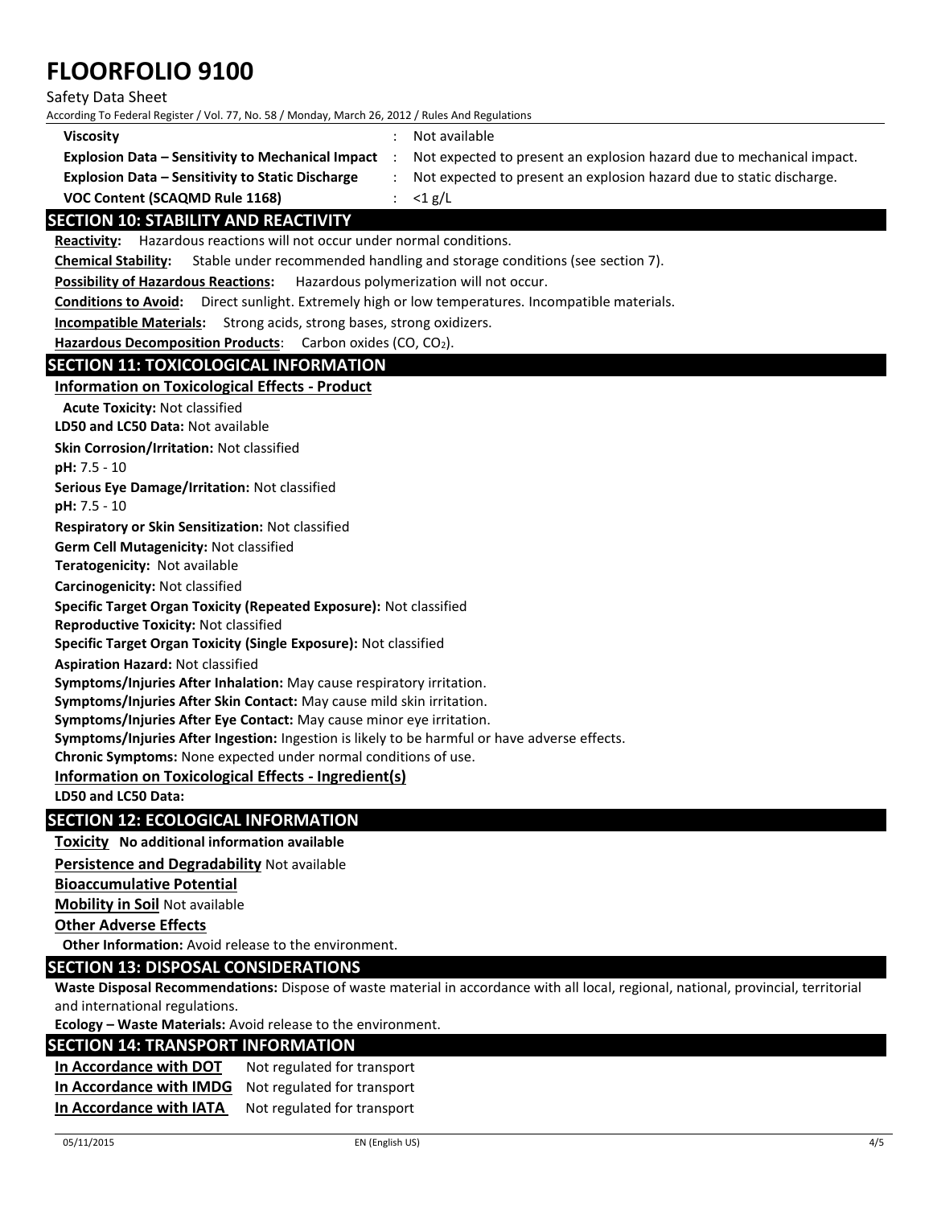| | | |
|---|---|---|
| **Viscosity** | : | Not available |
| **Explosion Data – Sensitivity to Mechanical Impact** | : | Not expected to present an explosion hazard due to mechanical impact. |
| **Explosion Data – Sensitivity to Static Discharge** | : | Not expected to present an explosion hazard due to static discharge. |
| **VOC Content (SCAQMD Rule 1168)** | : | <1 g/L |

## SECTION 10: STABILITY AND REACTIVITY

**Reactivity:** Hazardous reactions will not occur under normal conditions.

**Chemical Stability:** Stable under recommended handling and storage conditions (see section 7).

**Possibility of Hazardous Reactions:** Hazardous polymerization will not occur.

**Conditions to Avoid:** Direct sunlight. Extremely high or low temperatures. Incompatible materials.

**Incompatible Materials:** Strong acids, strong bases, strong oxidizers.

**Hazardous Decomposition Products**: Carbon oxides (CO, $CO_2$).

## SECTION 11: TOXICOLOGICAL INFORMATION

### Information on Toxicological Effects - Product

**Acute Toxicity:** Not classified

**LD50 and LC50 Data:** Not available

**Skin Corrosion/Irritation:** Not classified

**pH:** 7.5 - 10

**Serious Eye Damage/Irritation:** Not classified

**pH:** 7.5 - 10

**Respiratory or Skin Sensitization:** Not classified

**Germ Cell Mutagenicity:** Not classified

**Teratogenicity:** Not available

**Carcinogenicity:** Not classified

**Specific Target Organ Toxicity (Repeated Exposure):** Not classified

**Reproductive Toxicity:** Not classified

**Specific Target Organ Toxicity (Single Exposure):** Not classified

**Aspiration Hazard:** Not classified

**Symptoms/Injuries After Inhalation:** May cause respiratory irritation.

**Symptoms/Injuries After Skin Contact:** May cause mild skin irritation.

**Symptoms/Injuries After Eye Contact:** May cause minor eye irritation.

**Symptoms/Injuries After Ingestion:** Ingestion is likely to be harmful or have adverse effects.

**Chronic Symptoms:** None expected under normal conditions of use.

### Information on Toxicological Effects - Ingredient(s)

**LD50 and LC50 Data:**

## SECTION 12: ECOLOGICAL INFORMATION

**Toxicity** **No additional information available**

**Persistence and Degradability** Not available

**Bioaccumulative Potential**

**Mobility in Soil** Not available

**Other Adverse Effects**

**Other Information:** Avoid release to the environment.

## SECTION 13: DISPOSAL CONSIDERATIONS

**Waste Disposal Recommendations:** Dispose of waste material in accordance with all local, regional, national, provincial, territorial and international regulations.

**Ecology – Waste Materials:** Avoid release to the environment.

## SECTION 14: TRANSPORT INFORMATION

| | |
|---|---|
| **In Accordance with DOT** | Not regulated for transport |
| **In Accordance with IMDG** | Not regulated for transport |
| **In Accordance with IATA** | Not regulated for transport |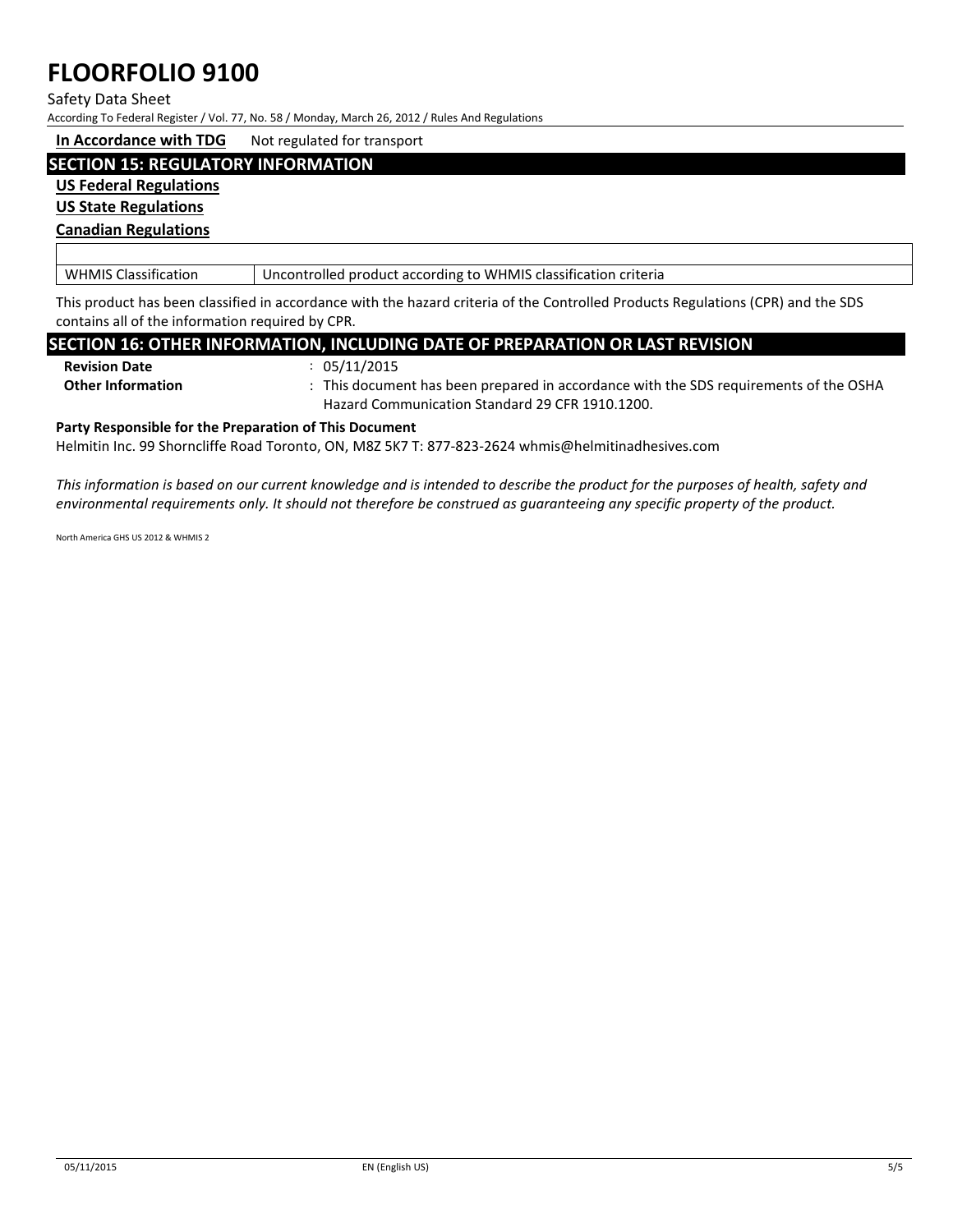**In Accordance with TDG** Not regulated for transport

## SECTION 15: REGULATORY INFORMATION

**US Federal Regulations**

**US State Regulations**

**Canadian Regulations**

| | |
|---|---|
| WHMIS Classification | Uncontrolled product according to WHMIS classification criteria |

This product has been classified in accordance with the hazard criteria of the Controlled Products Regulations (CPR) and the SDS contains all of the information required by CPR.

## SECTION 16: OTHER INFORMATION, INCLUDING DATE OF PREPARATION OR LAST REVISION

**Revision Date** : 05/11/2015

**Other Information** : This document has been prepared in accordance with the SDS requirements of the OSHA Hazard Communication Standard 29 CFR 1910.1200.

**Party Responsible for the Preparation of This Document**

Helmitin Inc. 99 Shorncliffe Road Toronto, ON, M8Z 5K7 T: 877-823-2624 whmis@helmitinadhesives.com

*This information is based on our current knowledge and is intended to describe the product for the purposes of health, safety and environmental requirements only. It should not therefore be construed as guaranteeing any specific property of the product.*

North America GHS US 2012 & WHMIS 2